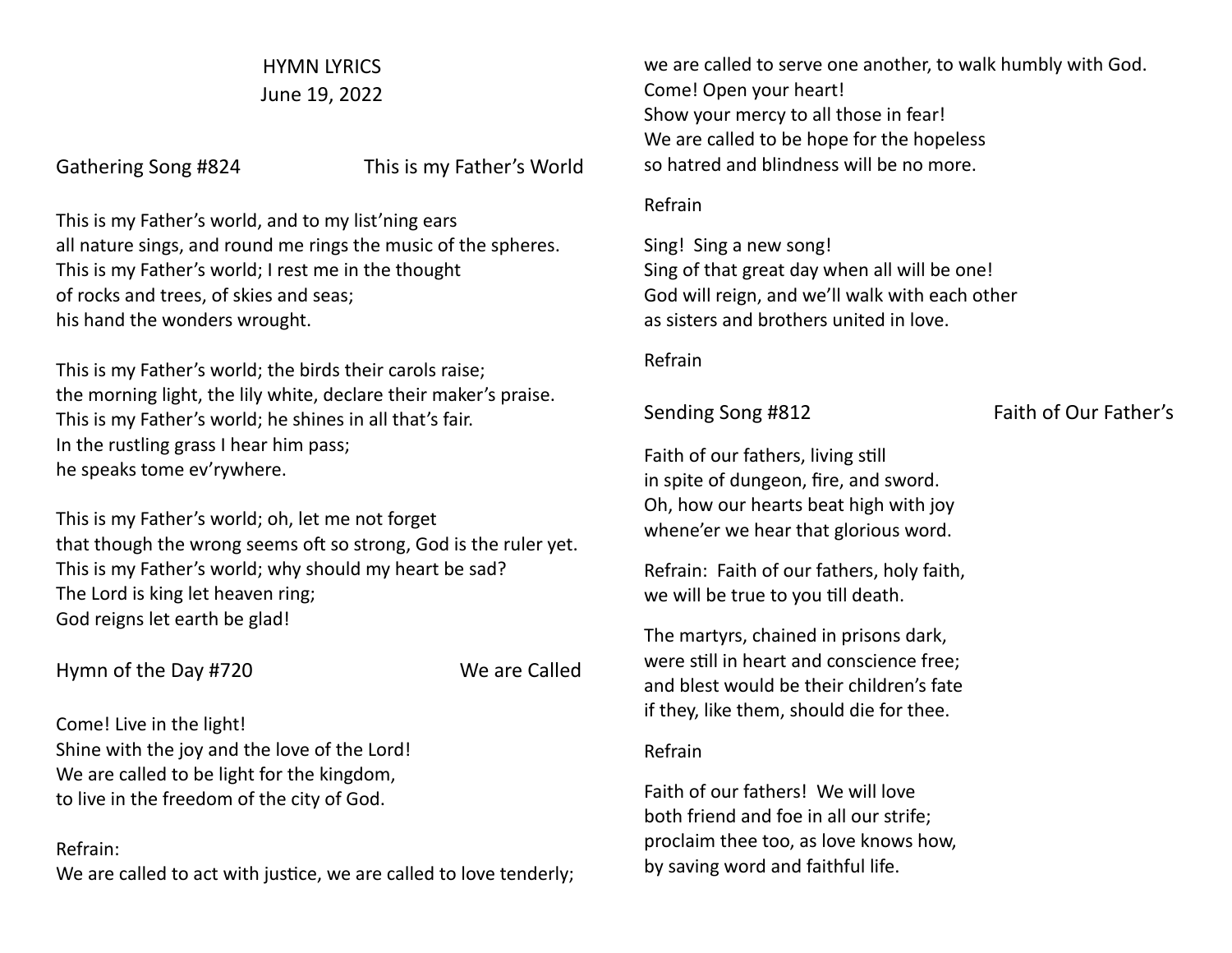# HYMN LYRICS
June 19, 2022

## Gathering Song #824 — This is my Father's World

This is my Father's world, and to my list'ning ears
all nature sings, and round me rings the music of the spheres.
This is my Father's world; I rest me in the thought
of rocks and trees, of skies and seas;
his hand the wonders wrought.

This is my Father's world; the birds their carols raise;
the morning light, the lily white, declare their maker's praise.
This is my Father's world; he shines in all that's fair.
In the rustling grass I hear him pass;
he speaks tome ev'rywhere.

This is my Father's world; oh, let me not forget
that though the wrong seems oft so strong, God is the ruler yet.
This is my Father's world; why should my heart be sad?
The Lord is king let heaven ring;
God reigns let earth be glad!

## Hymn of the Day #720 — We are Called

Come! Live in the light!
Shine with the joy and the love of the Lord!
We are called to be light for the kingdom,
to live in the freedom of the city of God.

Refrain:
We are called to act with justice, we are called to love tenderly;
we are called to serve one another, to walk humbly with God.

Come! Open your heart!
Show your mercy to all those in fear!
We are called to be hope for the hopeless
so hatred and blindness will be no more.

Refrain

Sing! Sing a new song!
Sing of that great day when all will be one!
God will reign, and we'll walk with each other
as sisters and brothers united in love.

Refrain

## Sending Song #812 — Faith of Our Father's

Faith of our fathers, living still
in spite of dungeon, fire, and sword.
Oh, how our hearts beat high with joy
whene'er we hear that glorious word.

Refrain: Faith of our fathers, holy faith,
we will be true to you till death.

The martyrs, chained in prisons dark,
were still in heart and conscience free;
and blest would be their children's fate
if they, like them, should die for thee.

Refrain

Faith of our fathers! We will love
both friend and foe in all our strife;
proclaim thee too, as love knows how,
by saving word and faithful life.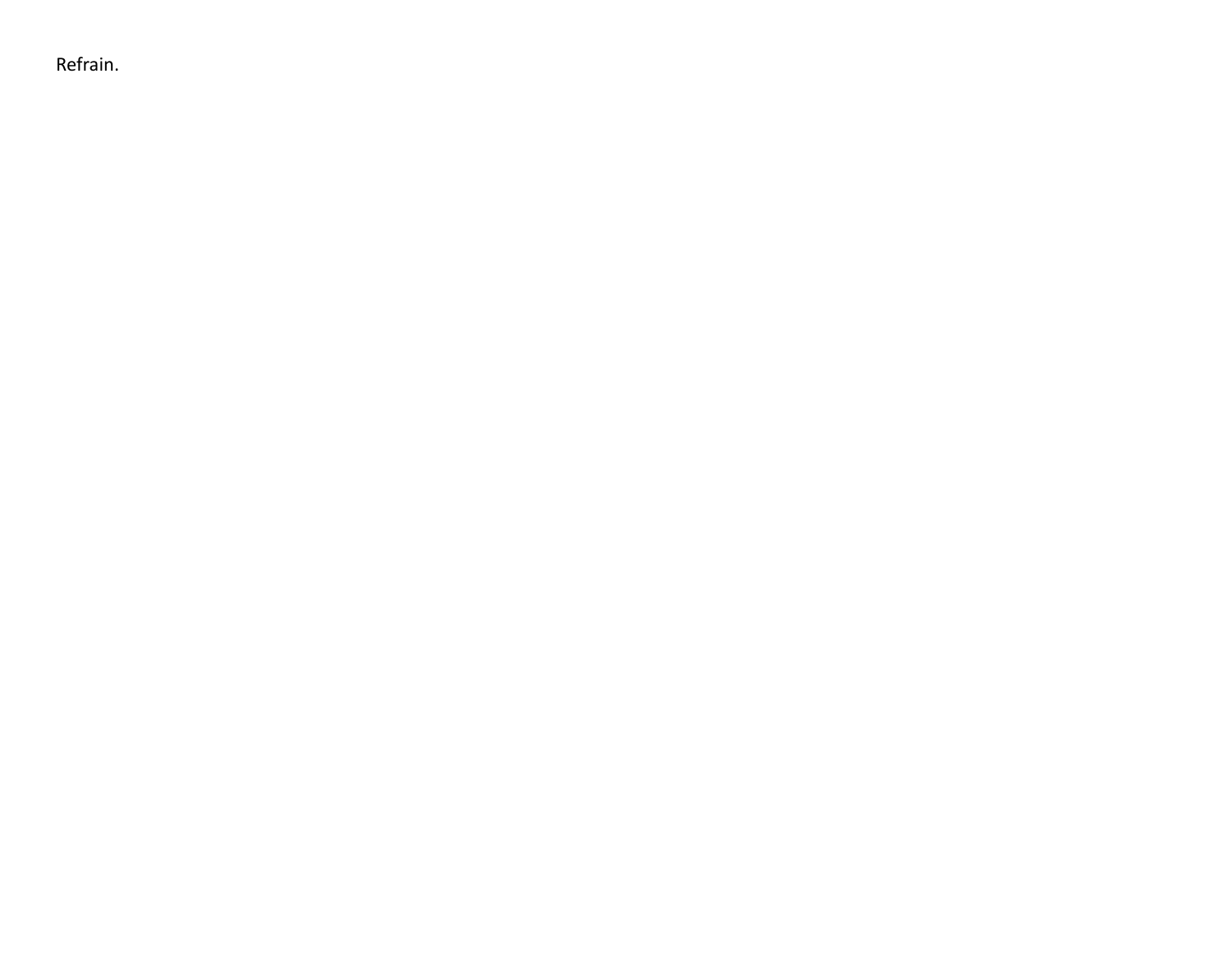Refrain.